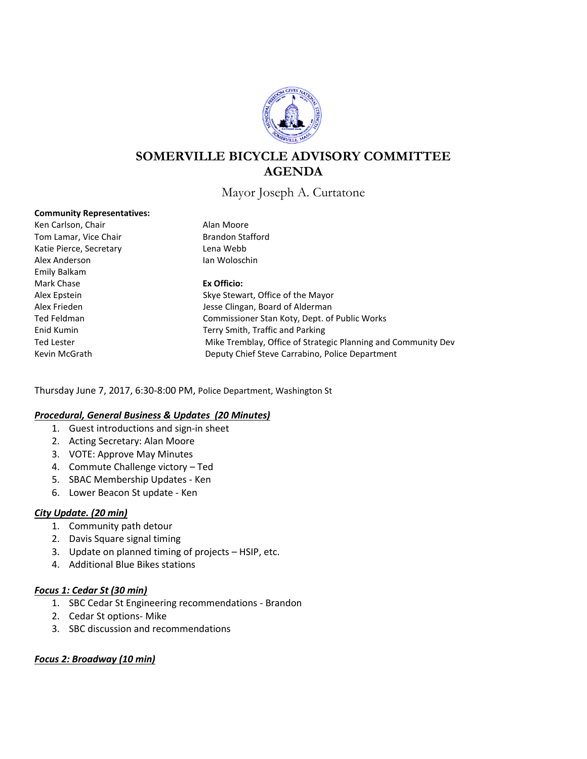# SOMERVILLE BICYCLE ADVISORY COMMITTEE AGENDA

Mayor Joseph A. Curtatone

**Community Representatives:**

Ken Carlson, Chair
Tom Lamar, Vice Chair
Katie Pierce, Secretary
Alex Anderson
Emily Balkam
Mark Chase
Alex Epstein
Alex Frieden
Ted Feldman
Enid Kumin
Ted Lester
Kevin McGrath
Alan Moore
Brandon Stafford
Lena Webb
Ian Woloschin

**Ex Officio:**

Skye Stewart, Office of the Mayor
Jesse Clingan, Board of Alderman
Commissioner Stan Koty, Dept. of Public Works
Terry Smith, Traffic and Parking
Mike Tremblay, Office of Strategic Planning and Community Dev
Deputy Chief Steve Carrabino, Police Department

Thursday June 7, 2017, 6:30-8:00 PM, Police Department, Washington St

***Procedural, General Business & Updates (20 Minutes)***

1. Guest introductions and sign-in sheet
2. Acting Secretary: Alan Moore
3. VOTE: Approve May Minutes
4. Commute Challenge victory – Ted
5. SBAC Membership Updates - Ken
6. Lower Beacon St update - Ken

***City Update. (20 min)***

1. Community path detour
2. Davis Square signal timing
3. Update on planned timing of projects – HSIP, etc.
4. Additional Blue Bikes stations

***Focus 1: Cedar St (30 min)***

1. SBC Cedar St Engineering recommendations - Brandon
2. Cedar St options- Mike
3. SBC discussion and recommendations

***Focus 2: Broadway (10 min)***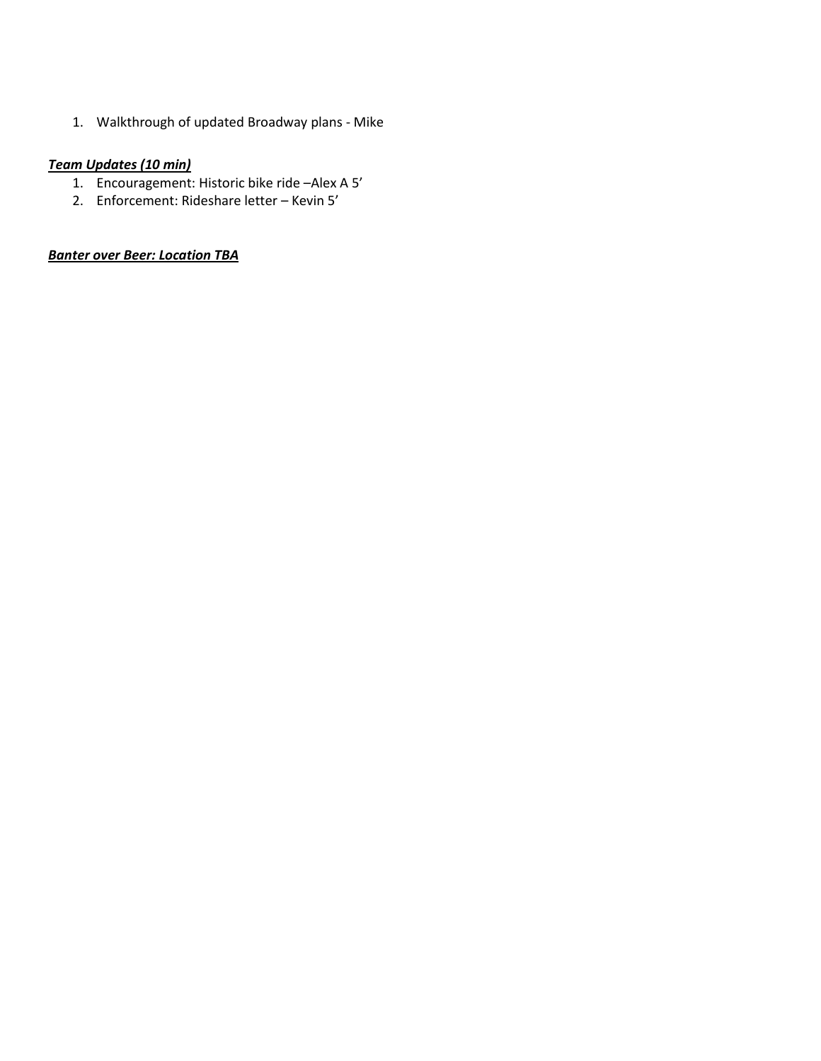1. Walkthrough of updated Broadway plans - Mike

***Team Updates (10 min)***

1. Encouragement: Historic bike ride –Alex A 5'
2. Enforcement: Rideshare letter – Kevin 5'

***Banter over Beer: Location TBA***